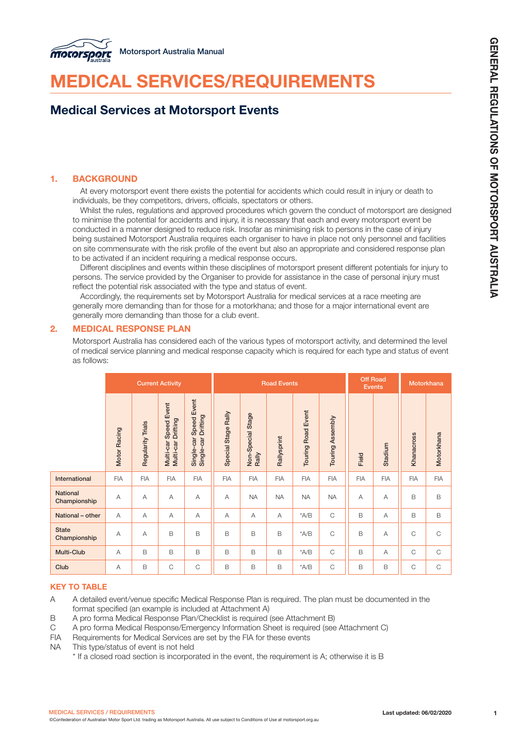# MEDICAL SERVICES/REQUIREMENTS

## Medical Services at Motorsport Events

### 1. BACKGROUND

At every motorsport event there exists the potential for accidents which could result in injury or death to individuals, be they competitors, drivers, officials, spectators or others.

Whilst the rules, regulations and approved procedures which govern the conduct of motorsport are designed to minimise the potential for accidents and injury, it is necessary that each and every motorsport event be conducted in a manner designed to reduce risk. Insofar as minimising risk to persons in the case of injury being sustained Motorsport Australia requires each organiser to have in place not only personnel and facilities on site commensurate with the risk profile of the event but also an appropriate and considered response plan to be activated if an incident requiring a medical response occurs.

Different disciplines and events within these disciplines of motorsport present different potentials for injury to persons. The service provided by the Organiser to provide for assistance in the case of personal injury must reflect the potential risk associated with the type and status of event.

Accordingly, the requirements set by Motorsport Australia for medical services at a race meeting are generally more demanding than for those for a motorkhana; and those for a major international event are generally more demanding than those for a club event.

### 2. MEDICAL RESPONSE PLAN

Motorsport Australia has considered each of the various types of motorsport activity, and determined the level of medical service planning and medical response capacity which is required for each type and status of event as follows:

| | Current Activity | | | | Road Events | | | | | Off Road Events | | Motorkhana | |
|---|---|---|---|---|---|---|---|---|---|---|---|---|---|
| | Motor Racing | Regularity Trials | Multi-car Speed Event Multi-car Drifting | Single-car Speed Event Single-car Drifting | Special Stage Rally | Non-Special Stage Rally | Rallysprint | Touring Road Event | Touring Assembly | Field | Stadium | Khanacross | Motorkhana |
| **International** | FIA | FIA | FIA | FIA | FIA | FIA | FIA | FIA | FIA | FIA | FIA | FIA | FIA |
| **National Championship** | A | A | A | A | A | NA | NA | NA | NA | A | A | B | B |
| **National – other** | A | A | A | A | A | A | A | *A/B | C | B | A | B | B |
| **State Championship** | A | A | B | B | B | B | B | *A/B | C | B | A | C | C |
| **Multi-Club** | A | B | B | B | B | B | B | *A/B | C | B | A | C | C |
| **Club** | A | B | C | C | B | B | B | *A/B | C | B | B | C | C |

**KEY TO TABLE**

- A — A detailed event/venue specific Medical Response Plan is required. The plan must be documented in the format specified (an example is included at Attachment A)
- B — A pro forma Medical Response Plan/Checklist is required (see Attachment B)
- C — A pro forma Medical Response/Emergency Information Sheet is required (see Attachment C)
- FIA — Requirements for Medical Services are set by the FIA for these events
- NA — This type/status of event is not held

\* If a closed road section is incorporated in the event, the requirement is A; otherwise it is B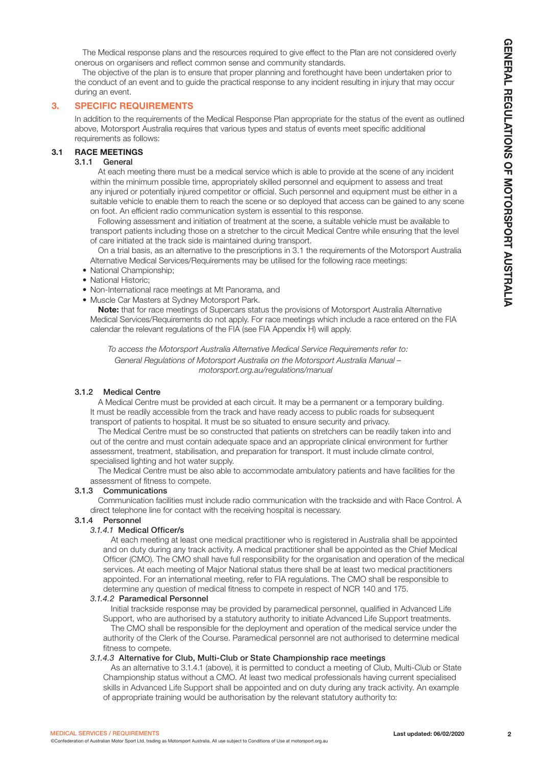The Medical response plans and the resources required to give effect to the Plan are not considered overly onerous on organisers and reflect common sense and community standards.

The objective of the plan is to ensure that proper planning and forethought have been undertaken prior to the conduct of an event and to guide the practical response to any incident resulting in injury that may occur during an event.

## 3. SPECIFIC REQUIREMENTS

In addition to the requirements of the Medical Response Plan appropriate for the status of the event as outlined above, Motorsport Australia requires that various types and status of events meet specific additional requirements as follows:

### 3.1 RACE MEETINGS

#### 3.1.1 General

At each meeting there must be a medical service which is able to provide at the scene of any incident within the minimum possible time, appropriately skilled personnel and equipment to assess and treat any injured or potentially injured competitor or official. Such personnel and equipment must be either in a suitable vehicle to enable them to reach the scene or so deployed that access can be gained to any scene on foot. An efficient radio communication system is essential to this response.

Following assessment and initiation of treatment at the scene, a suitable vehicle must be available to transport patients including those on a stretcher to the circuit Medical Centre while ensuring that the level of care initiated at the track side is maintained during transport.

On a trial basis, as an alternative to the prescriptions in 3.1 the requirements of the Motorsport Australia Alternative Medical Services/Requirements may be utilised for the following race meetings:

- National Championship;
- National Historic;
- Non-International race meetings at Mt Panorama, and
- Muscle Car Masters at Sydney Motorsport Park.

**Note:** that for race meetings of Supercars status the provisions of Motorsport Australia Alternative Medical Services/Requirements do not apply. For race meetings which include a race entered on the FIA calendar the relevant regulations of the FIA (see FIA Appendix H) will apply.

*To access the Motorsport Australia Alternative Medical Service Requirements refer to: General Regulations of Motorsport Australia on the Motorsport Australia Manual – motorsport.org.au/regulations/manual*

#### 3.1.2 Medical Centre

A Medical Centre must be provided at each circuit. It may be a permanent or a temporary building. It must be readily accessible from the track and have ready access to public roads for subsequent transport of patients to hospital. It must be so situated to ensure security and privacy.

The Medical Centre must be so constructed that patients on stretchers can be readily taken into and out of the centre and must contain adequate space and an appropriate clinical environment for further assessment, treatment, stabilisation, and preparation for transport. It must include climate control, specialised lighting and hot water supply.

The Medical Centre must be also able to accommodate ambulatory patients and have facilities for the assessment of fitness to compete.

#### 3.1.3 Communications

Communication facilities must include radio communication with the trackside and with Race Control. A direct telephone line for contact with the receiving hospital is necessary.

#### 3.1.4 Personnel

##### *3.1.4.1* Medical Officer/s

At each meeting at least one medical practitioner who is registered in Australia shall be appointed and on duty during any track activity. A medical practitioner shall be appointed as the Chief Medical Officer (CMO). The CMO shall have full responsibility for the organisation and operation of the medical services. At each meeting of Major National status there shall be at least two medical practitioners appointed. For an international meeting, refer to FIA regulations. The CMO shall be responsible to determine any question of medical fitness to compete in respect of NCR 140 and 175.

##### *3.1.4.2* Paramedical Personnel

Initial trackside response may be provided by paramedical personnel, qualified in Advanced Life Support, who are authorised by a statutory authority to initiate Advanced Life Support treatments.

The CMO shall be responsible for the deployment and operation of the medical service under the authority of the Clerk of the Course. Paramedical personnel are not authorised to determine medical fitness to compete.

##### *3.1.4.3* Alternative for Club, Multi-Club or State Championship race meetings

As an alternative to 3.1.4.1 (above), it is permitted to conduct a meeting of Club, Multi-Club or State Championship status without a CMO. At least two medical professionals having current specialised skills in Advanced Life Support shall be appointed and on duty during any track activity. An example of appropriate training would be authorisation by the relevant statutory authority to: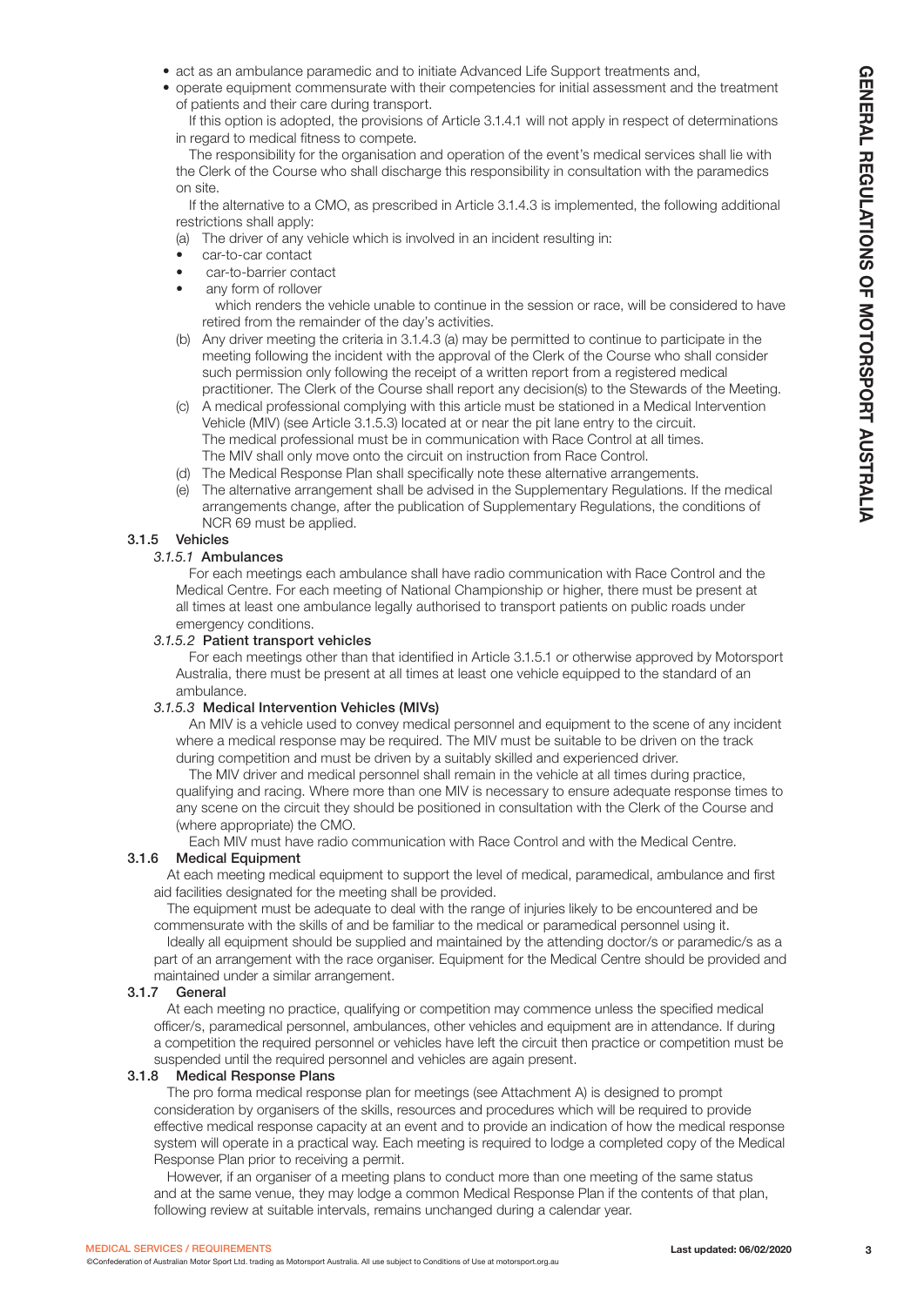- act as an ambulance paramedic and to initiate Advanced Life Support treatments and,
- operate equipment commensurate with their competencies for initial assessment and the treatment of patients and their care during transport.

If this option is adopted, the provisions of Article 3.1.4.1 will not apply in respect of determinations in regard to medical fitness to compete.

The responsibility for the organisation and operation of the event's medical services shall lie with the Clerk of the Course who shall discharge this responsibility in consultation with the paramedics on site.

If the alternative to a CMO, as prescribed in Article 3.1.4.3 is implemented, the following additional restrictions shall apply:

(a) The driver of any vehicle which is involved in an incident resulting in:
- car-to-car contact
- car-to-barrier contact
- any form of rollover

which renders the vehicle unable to continue in the session or race, will be considered to have retired from the remainder of the day's activities.

(b) Any driver meeting the criteria in 3.1.4.3 (a) may be permitted to continue to participate in the meeting following the incident with the approval of the Clerk of the Course who shall consider such permission only following the receipt of a written report from a registered medical practitioner. The Clerk of the Course shall report any decision(s) to the Stewards of the Meeting.

(c) A medical professional complying with this article must be stationed in a Medical Intervention Vehicle (MIV) (see Article 3.1.5.3) located at or near the pit lane entry to the circuit. The medical professional must be in communication with Race Control at all times. The MIV shall only move onto the circuit on instruction from Race Control.

(d) The Medical Response Plan shall specifically note these alternative arrangements.

(e) The alternative arrangement shall be advised in the Supplementary Regulations. If the medical arrangements change, after the publication of Supplementary Regulations, the conditions of NCR 69 must be applied.

### 3.1.5 Vehicles

#### *3.1.5.1* Ambulances

For each meetings each ambulance shall have radio communication with Race Control and the Medical Centre. For each meeting of National Championship or higher, there must be present at all times at least one ambulance legally authorised to transport patients on public roads under emergency conditions.

#### *3.1.5.2* Patient transport vehicles

For each meetings other than that identified in Article 3.1.5.1 or otherwise approved by Motorsport Australia, there must be present at all times at least one vehicle equipped to the standard of an ambulance.

#### *3.1.5.3* Medical Intervention Vehicles (MIVs)

An MIV is a vehicle used to convey medical personnel and equipment to the scene of any incident where a medical response may be required. The MIV must be suitable to be driven on the track during competition and must be driven by a suitably skilled and experienced driver.

The MIV driver and medical personnel shall remain in the vehicle at all times during practice, qualifying and racing. Where more than one MIV is necessary to ensure adequate response times to any scene on the circuit they should be positioned in consultation with the Clerk of the Course and (where appropriate) the CMO.

Each MIV must have radio communication with Race Control and with the Medical Centre.

### 3.1.6 Medical Equipment

At each meeting medical equipment to support the level of medical, paramedical, ambulance and first aid facilities designated for the meeting shall be provided.

The equipment must be adequate to deal with the range of injuries likely to be encountered and be commensurate with the skills of and be familiar to the medical or paramedical personnel using it.

Ideally all equipment should be supplied and maintained by the attending doctor/s or paramedic/s as a part of an arrangement with the race organiser. Equipment for the Medical Centre should be provided and maintained under a similar arrangement.

### 3.1.7 General

At each meeting no practice, qualifying or competition may commence unless the specified medical officer/s, paramedical personnel, ambulances, other vehicles and equipment are in attendance. If during a competition the required personnel or vehicles have left the circuit then practice or competition must be suspended until the required personnel and vehicles are again present.

### 3.1.8 Medical Response Plans

The pro forma medical response plan for meetings (see Attachment A) is designed to prompt consideration by organisers of the skills, resources and procedures which will be required to provide effective medical response capacity at an event and to provide an indication of how the medical response system will operate in a practical way. Each meeting is required to lodge a completed copy of the Medical Response Plan prior to receiving a permit.

However, if an organiser of a meeting plans to conduct more than one meeting of the same status and at the same venue, they may lodge a common Medical Response Plan if the contents of that plan, following review at suitable intervals, remains unchanged during a calendar year.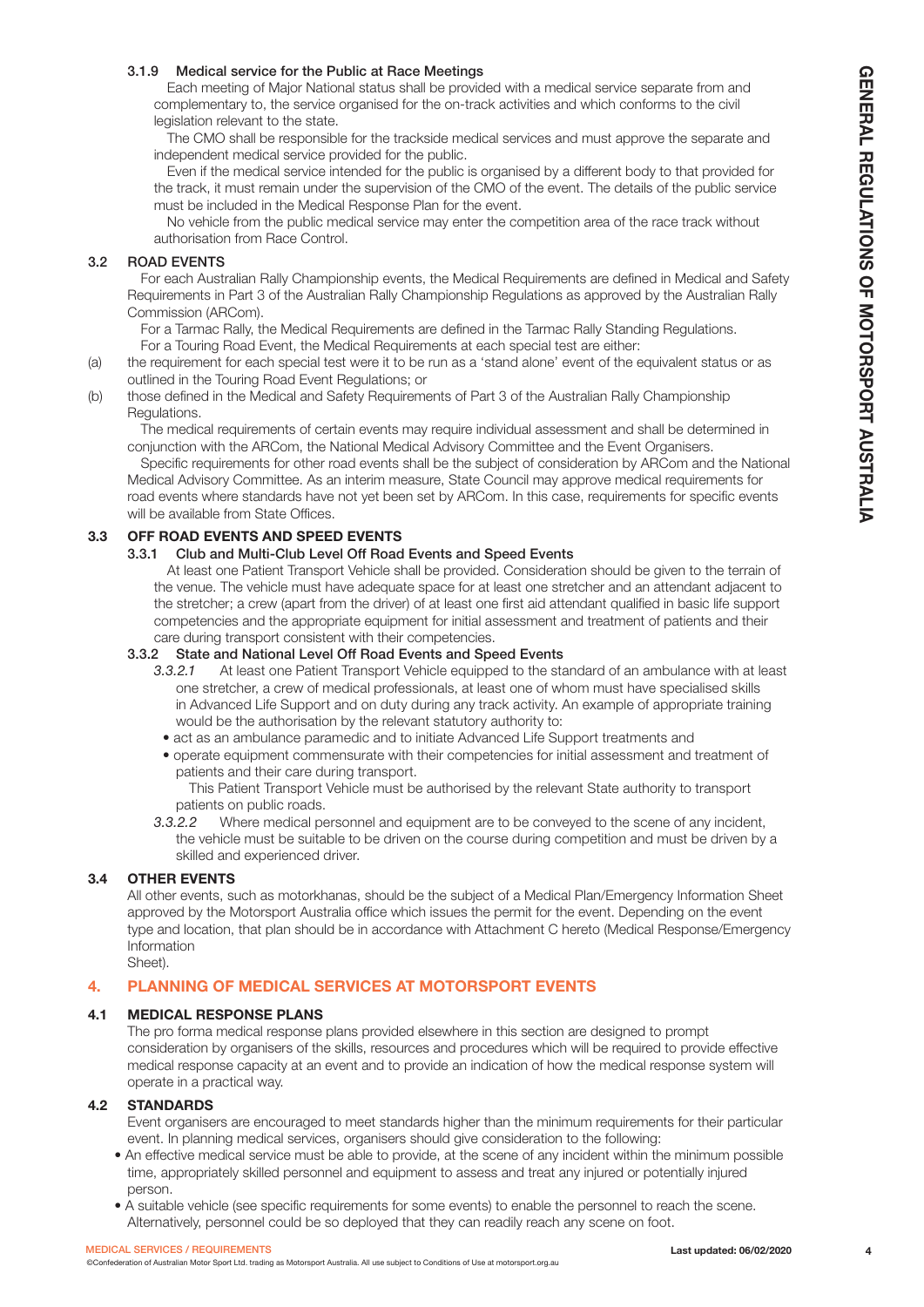#### 3.1.9 Medical service for the Public at Race Meetings

Each meeting of Major National status shall be provided with a medical service separate from and complementary to, the service organised for the on-track activities and which conforms to the civil legislation relevant to the state.

The CMO shall be responsible for the trackside medical services and must approve the separate and independent medical service provided for the public.

Even if the medical service intended for the public is organised by a different body to that provided for the track, it must remain under the supervision of the CMO of the event. The details of the public service must be included in the Medical Response Plan for the event.

No vehicle from the public medical service may enter the competition area of the race track without authorisation from Race Control.

### 3.2 ROAD EVENTS

For each Australian Rally Championship events, the Medical Requirements are defined in Medical and Safety Requirements in Part 3 of the Australian Rally Championship Regulations as approved by the Australian Rally Commission (ARCom).

For a Tarmac Rally, the Medical Requirements are defined in the Tarmac Rally Standing Regulations.

For a Touring Road Event, the Medical Requirements at each special test are either:

(a) the requirement for each special test were it to be run as a 'stand alone' event of the equivalent status or as outlined in the Touring Road Event Regulations; or

(b) those defined in the Medical and Safety Requirements of Part 3 of the Australian Rally Championship Regulations.

The medical requirements of certain events may require individual assessment and shall be determined in conjunction with the ARCom, the National Medical Advisory Committee and the Event Organisers.

Specific requirements for other road events shall be the subject of consideration by ARCom and the National Medical Advisory Committee. As an interim measure, State Council may approve medical requirements for road events where standards have not yet been set by ARCom. In this case, requirements for specific events will be available from State Offices.

### 3.3 OFF ROAD EVENTS AND SPEED EVENTS

#### 3.3.1 Club and Multi-Club Level Off Road Events and Speed Events

At least one Patient Transport Vehicle shall be provided. Consideration should be given to the terrain of the venue. The vehicle must have adequate space for at least one stretcher and an attendant adjacent to the stretcher; a crew (apart from the driver) of at least one first aid attendant qualified in basic life support competencies and the appropriate equipment for initial assessment and treatment of patients and their care during transport consistent with their competencies.

#### 3.3.2 State and National Level Off Road Events and Speed Events

*3.3.2.1* At least one Patient Transport Vehicle equipped to the standard of an ambulance with at least one stretcher, a crew of medical professionals, at least one of whom must have specialised skills in Advanced Life Support and on duty during any track activity. An example of appropriate training would be the authorisation by the relevant statutory authority to:

- act as an ambulance paramedic and to initiate Advanced Life Support treatments and
- operate equipment commensurate with their competencies for initial assessment and treatment of patients and their care during transport.

This Patient Transport Vehicle must be authorised by the relevant State authority to transport patients on public roads.

*3.3.2.2* Where medical personnel and equipment are to be conveyed to the scene of any incident, the vehicle must be suitable to be driven on the course during competition and must be driven by a skilled and experienced driver.

### 3.4 OTHER EVENTS

All other events, such as motorkhanas, should be the subject of a Medical Plan/Emergency Information Sheet approved by the Motorsport Australia office which issues the permit for the event. Depending on the event type and location, that plan should be in accordance with Attachment C hereto (Medical Response/Emergency Information Sheet).

## 4. PLANNING OF MEDICAL SERVICES AT MOTORSPORT EVENTS

### 4.1 MEDICAL RESPONSE PLANS

The pro forma medical response plans provided elsewhere in this section are designed to prompt consideration by organisers of the skills, resources and procedures which will be required to provide effective medical response capacity at an event and to provide an indication of how the medical response system will operate in a practical way.

### 4.2 STANDARDS

Event organisers are encouraged to meet standards higher than the minimum requirements for their particular event. In planning medical services, organisers should give consideration to the following:

- An effective medical service must be able to provide, at the scene of any incident within the minimum possible time, appropriately skilled personnel and equipment to assess and treat any injured or potentially injured person.
- A suitable vehicle (see specific requirements for some events) to enable the personnel to reach the scene. Alternatively, personnel could be so deployed that they can readily reach any scene on foot.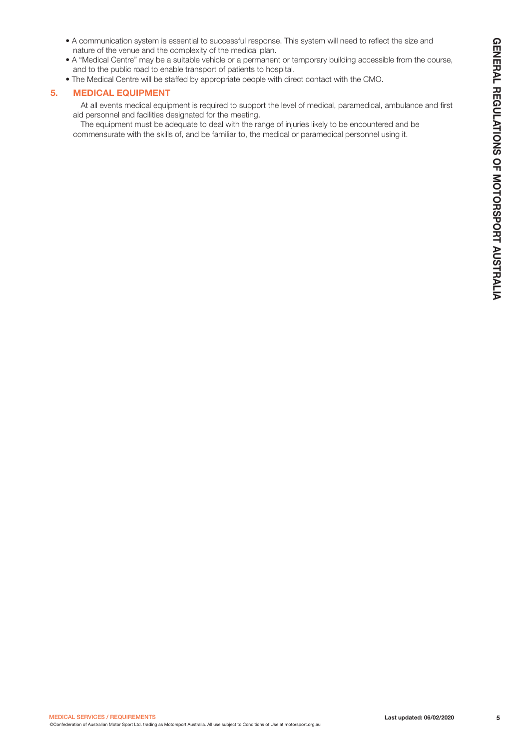- A communication system is essential to successful response. This system will need to reflect the size and nature of the venue and the complexity of the medical plan.
- A "Medical Centre" may be a suitable vehicle or a permanent or temporary building accessible from the course, and to the public road to enable transport of patients to hospital.
- The Medical Centre will be staffed by appropriate people with direct contact with the CMO.

## 5. MEDICAL EQUIPMENT

At all events medical equipment is required to support the level of medical, paramedical, ambulance and first aid personnel and facilities designated for the meeting.

The equipment must be adequate to deal with the range of injuries likely to be encountered and be commensurate with the skills of, and be familiar to, the medical or paramedical personnel using it.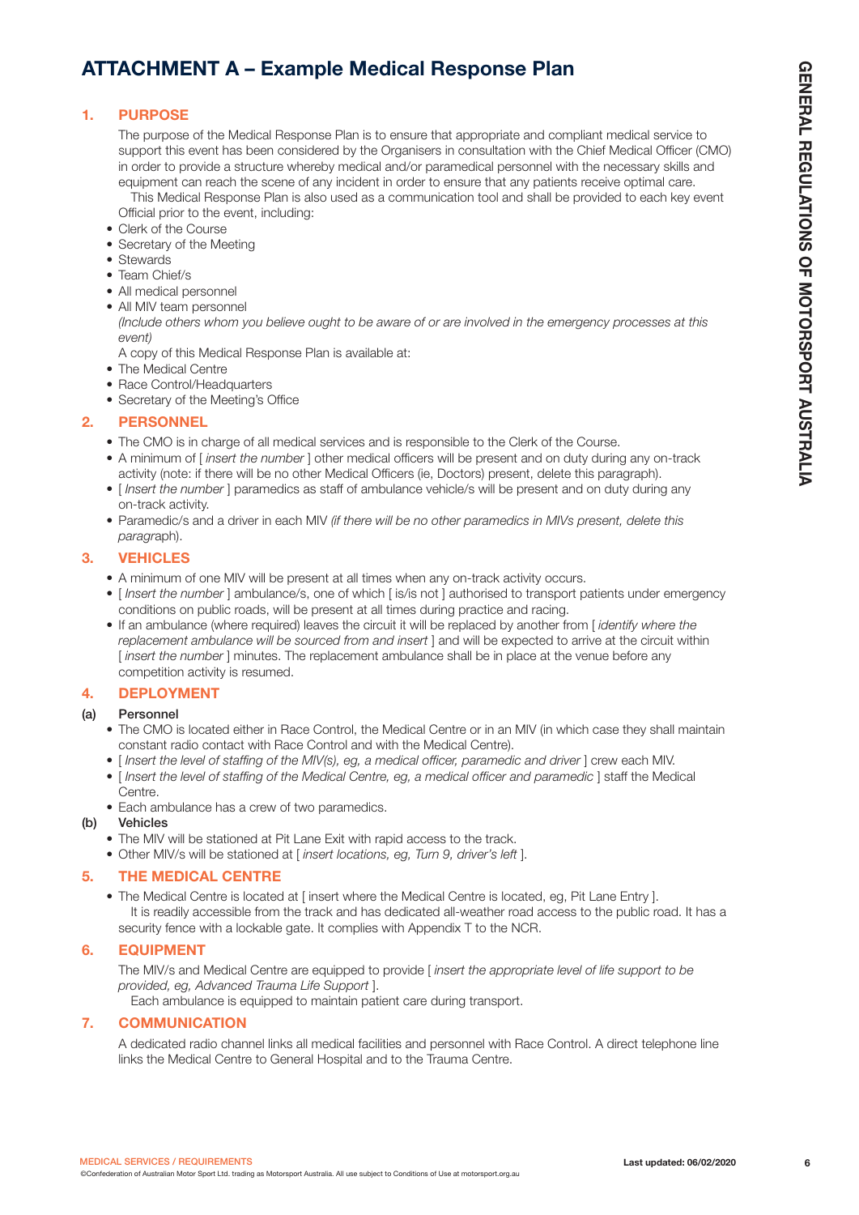# ATTACHMENT A – Example Medical Response Plan

## 1. PURPOSE

The purpose of the Medical Response Plan is to ensure that appropriate and compliant medical service to support this event has been considered by the Organisers in consultation with the Chief Medical Officer (CMO) in order to provide a structure whereby medical and/or paramedical personnel with the necessary skills and equipment can reach the scene of any incident in order to ensure that any patients receive optimal care.

This Medical Response Plan is also used as a communication tool and shall be provided to each key event Official prior to the event, including:

- Clerk of the Course
- Secretary of the Meeting
- Stewards
- Team Chief/s
- All medical personnel
- All MIV team personnel

*(Include others whom you believe ought to be aware of or are involved in the emergency processes at this event)*

A copy of this Medical Response Plan is available at:

- The Medical Centre
- Race Control/Headquarters
- Secretary of the Meeting's Office

## 2. PERSONNEL

- The CMO is in charge of all medical services and is responsible to the Clerk of the Course.
- A minimum of [ *insert the number* ] other medical officers will be present and on duty during any on-track activity (note: if there will be no other Medical Officers (ie, Doctors) present, delete this paragraph).
- [ *Insert the number* ] paramedics as staff of ambulance vehicle/s will be present and on duty during any on-track activity.
- Paramedic/s and a driver in each MIV *(if there will be no other paramedics in MIVs present, delete this paragraph)*.

## 3. VEHICLES

- A minimum of one MIV will be present at all times when any on-track activity occurs.
- [ *Insert the number* ] ambulance/s, one of which [ is/is not ] authorised to transport patients under emergency conditions on public roads, will be present at all times during practice and racing.
- If an ambulance (where required) leaves the circuit it will be replaced by another from [ *identify where the replacement ambulance will be sourced from and insert* ] and will be expected to arrive at the circuit within [ *insert the number* ] minutes. The replacement ambulance shall be in place at the venue before any competition activity is resumed.

## 4. DEPLOYMENT

### (a) Personnel

- The CMO is located either in Race Control, the Medical Centre or in an MIV (in which case they shall maintain constant radio contact with Race Control and with the Medical Centre).
- [ *Insert the level of staffing of the MIV(s), eg, a medical officer, paramedic and driver* ] crew each MIV.
- [ *Insert the level of staffing of the Medical Centre, eg, a medical officer and paramedic* ] staff the Medical Centre.
- Each ambulance has a crew of two paramedics.

### (b) Vehicles

- The MIV will be stationed at Pit Lane Exit with rapid access to the track.
- Other MIV/s will be stationed at [ *insert locations, eg, Turn 9, driver's left* ].

## 5. THE MEDICAL CENTRE

- The Medical Centre is located at [ insert where the Medical Centre is located, eg, Pit Lane Entry ].

It is readily accessible from the track and has dedicated all-weather road access to the public road. It has a security fence with a lockable gate. It complies with Appendix T to the NCR.

## 6. EQUIPMENT

The MIV/s and Medical Centre are equipped to provide [ *insert the appropriate level of life support to be provided, eg, Advanced Trauma Life Support* ].

Each ambulance is equipped to maintain patient care during transport.

## 7. COMMUNICATION

A dedicated radio channel links all medical facilities and personnel with Race Control. A direct telephone line links the Medical Centre to General Hospital and to the Trauma Centre.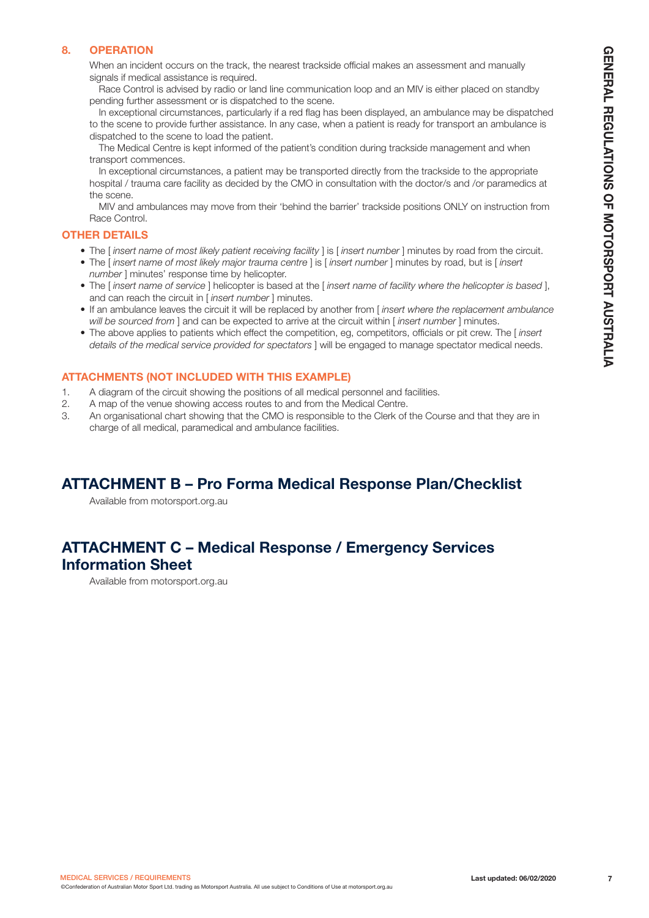## 8. OPERATION

When an incident occurs on the track, the nearest trackside official makes an assessment and manually signals if medical assistance is required.

Race Control is advised by radio or land line communication loop and an MIV is either placed on standby pending further assessment or is dispatched to the scene.

In exceptional circumstances, particularly if a red flag has been displayed, an ambulance may be dispatched to the scene to provide further assistance. In any case, when a patient is ready for transport an ambulance is dispatched to the scene to load the patient.

The Medical Centre is kept informed of the patient's condition during trackside management and when transport commences.

In exceptional circumstances, a patient may be transported directly from the trackside to the appropriate hospital / trauma care facility as decided by the CMO in consultation with the doctor/s and /or paramedics at the scene.

MIV and ambulances may move from their 'behind the barrier' trackside positions ONLY on instruction from Race Control.

## OTHER DETAILS

- The [ *insert name of most likely patient receiving facility* ] is [ *insert number* ] minutes by road from the circuit.
- The [ *insert name of most likely major trauma centre* ] is [ *insert number* ] minutes by road, but is [ *insert number* ] minutes' response time by helicopter.
- The [ *insert name of service* ] helicopter is based at the [ *insert name of facility where the helicopter is based* ], and can reach the circuit in [ *insert number* ] minutes.
- If an ambulance leaves the circuit it will be replaced by another from [ *insert where the replacement ambulance will be sourced from* ] and can be expected to arrive at the circuit within [ *insert number* ] minutes.
- The above applies to patients which effect the competition, eg, competitors, officials or pit crew. The [ *insert details of the medical service provided for spectators* ] will be engaged to manage spectator medical needs.

## ATTACHMENTS (NOT INCLUDED WITH THIS EXAMPLE)

1. A diagram of the circuit showing the positions of all medical personnel and facilities.
2. A map of the venue showing access routes to and from the Medical Centre.
3. An organisational chart showing that the CMO is responsible to the Clerk of the Course and that they are in charge of all medical, paramedical and ambulance facilities.

# ATTACHMENT B – Pro Forma Medical Response Plan/Checklist

Available from motorsport.org.au

# ATTACHMENT C – Medical Response / Emergency Services Information Sheet

Available from motorsport.org.au